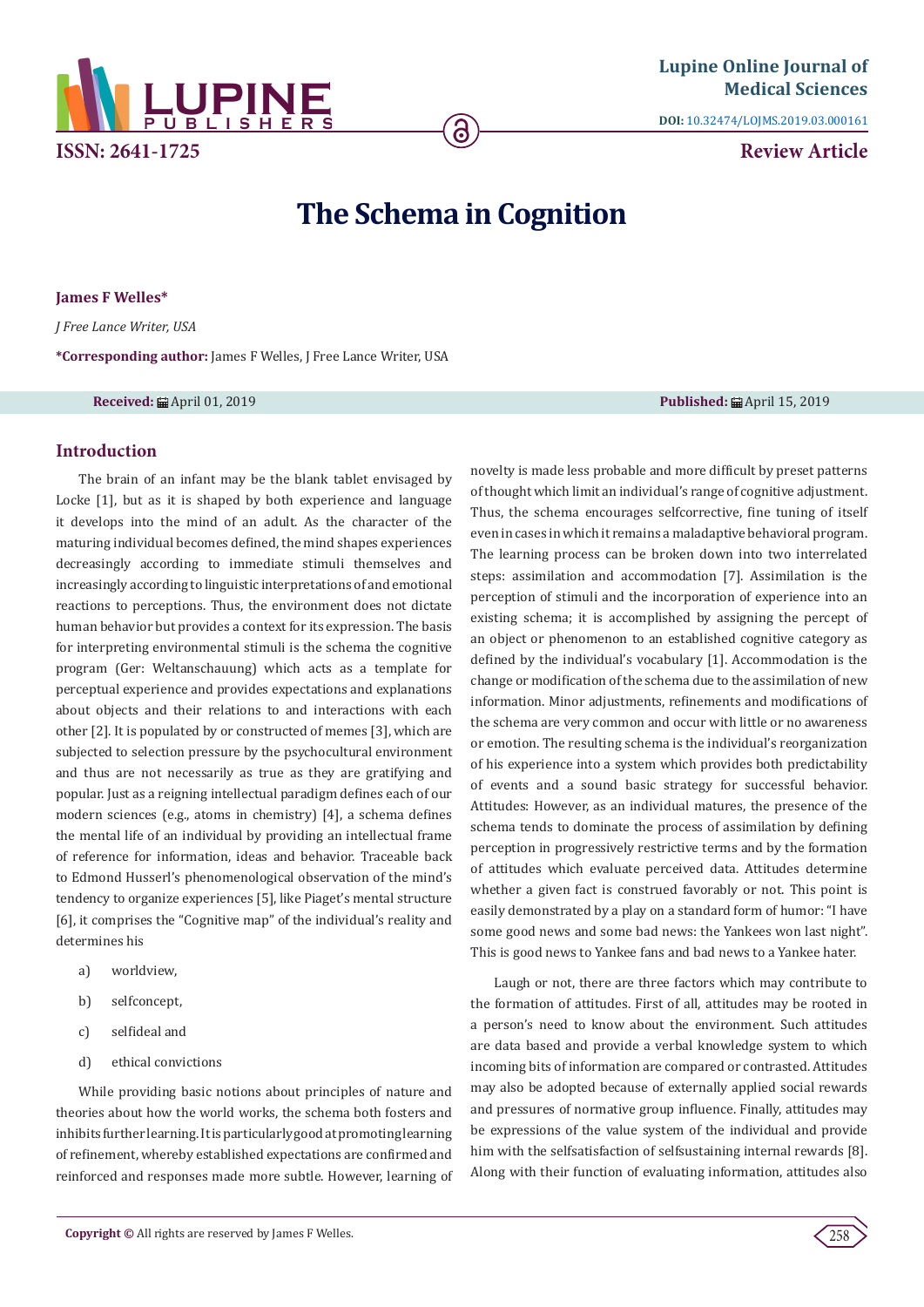Lupine Online Journal of Medical Sciences

DOI: 10.32474/LOJMS.2019.03.000161

ISSN: 2641-1725

Review Article

# The Schema in Cognition

**James F Welles***

*J Free Lance Writer, USA*

**\*Corresponding author:** James F Welles, J Free Lance Writer, USA

**Received:** April 01, 2019 **Published:** April 15, 2019

## Introduction

The brain of an infant may be the blank tablet envisaged by Locke [1], but as it is shaped by both experience and language it develops into the mind of an adult. As the character of the maturing individual becomes defined, the mind shapes experiences decreasingly according to immediate stimuli themselves and increasingly according to linguistic interpretations of and emotional reactions to perceptions. Thus, the environment does not dictate human behavior but provides a context for its expression. The basis for interpreting environmental stimuli is the schema the cognitive program (Ger: Weltanschauung) which acts as a template for perceptual experience and provides expectations and explanations about objects and their relations to and interactions with each other [2]. It is populated by or constructed of memes [3], which are subjected to selection pressure by the psychocultural environment and thus are not necessarily as true as they are gratifying and popular. Just as a reigning intellectual paradigm defines each of our modern sciences (e.g., atoms in chemistry) [4], a schema defines the mental life of an individual by providing an intellectual frame of reference for information, ideas and behavior. Traceable back to Edmond Husserl's phenomenological observation of the mind's tendency to organize experiences [5], like Piaget's mental structure [6], it comprises the "Cognitive map" of the individual's reality and determines his

a) worldview,

b) selfconcept,

c) selfideal and

d) ethical convictions

While providing basic notions about principles of nature and theories about how the world works, the schema both fosters and inhibits further learning. It is particularly good at promoting learning of refinement, whereby established expectations are confirmed and reinforced and responses made more subtle. However, learning of novelty is made less probable and more difficult by preset patterns of thought which limit an individual's range of cognitive adjustment. Thus, the schema encourages selfcorrective, fine tuning of itself even in cases in which it remains a maladaptive behavioral program. The learning process can be broken down into two interrelated steps: assimilation and accommodation [7]. Assimilation is the perception of stimuli and the incorporation of experience into an existing schema; it is accomplished by assigning the percept of an object or phenomenon to an established cognitive category as defined by the individual's vocabulary [1]. Accommodation is the change or modification of the schema due to the assimilation of new information. Minor adjustments, refinements and modifications of the schema are very common and occur with little or no awareness or emotion. The resulting schema is the individual's reorganization of his experience into a system which provides both predictability of events and a sound basic strategy for successful behavior. Attitudes: However, as an individual matures, the presence of the schema tends to dominate the process of assimilation by defining perception in progressively restrictive terms and by the formation of attitudes which evaluate perceived data. Attitudes determine whether a given fact is construed favorably or not. This point is easily demonstrated by a play on a standard form of humor: "I have some good news and some bad news: the Yankees won last night". This is good news to Yankee fans and bad news to a Yankee hater.

Laugh or not, there are three factors which may contribute to the formation of attitudes. First of all, attitudes may be rooted in a person's need to know about the environment. Such attitudes are data based and provide a verbal knowledge system to which incoming bits of information are compared or contrasted. Attitudes may also be adopted because of externally applied social rewards and pressures of normative group influence. Finally, attitudes may be expressions of the value system of the individual and provide him with the selfsatisfaction of selfsustaining internal rewards [8]. Along with their function of evaluating information, attitudes also

**Copyright ©** All rights are reserved by James F Welles.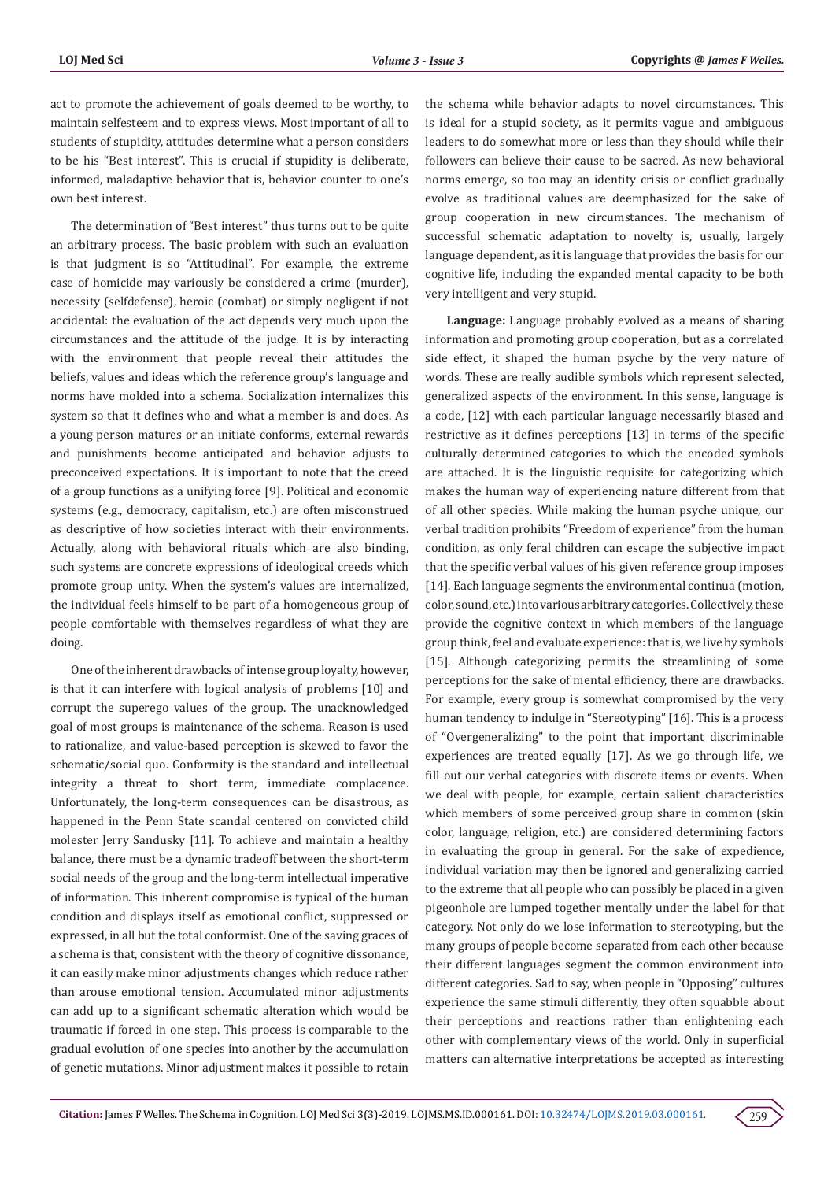act to promote the achievement of goals deemed to be worthy, to maintain selfesteem and to express views. Most important of all to students of stupidity, attitudes determine what a person considers to be his "Best interest". This is crucial if stupidity is deliberate, informed, maladaptive behavior that is, behavior counter to one's own best interest.

The determination of "Best interest" thus turns out to be quite an arbitrary process. The basic problem with such an evaluation is that judgment is so "Attitudinal". For example, the extreme case of homicide may variously be considered a crime (murder), necessity (selfdefense), heroic (combat) or simply negligent if not accidental: the evaluation of the act depends very much upon the circumstances and the attitude of the judge. It is by interacting with the environment that people reveal their attitudes the beliefs, values and ideas which the reference group's language and norms have molded into a schema. Socialization internalizes this system so that it defines who and what a member is and does. As a young person matures or an initiate conforms, external rewards and punishments become anticipated and behavior adjusts to preconceived expectations. It is important to note that the creed of a group functions as a unifying force [9]. Political and economic systems (e.g., democracy, capitalism, etc.) are often misconstrued as descriptive of how societies interact with their environments. Actually, along with behavioral rituals which are also binding, such systems are concrete expressions of ideological creeds which promote group unity. When the system's values are internalized, the individual feels himself to be part of a homogeneous group of people comfortable with themselves regardless of what they are doing.

One of the inherent drawbacks of intense group loyalty, however, is that it can interfere with logical analysis of problems [10] and corrupt the superego values of the group. The unacknowledged goal of most groups is maintenance of the schema. Reason is used to rationalize, and value-based perception is skewed to favor the schematic/social quo. Conformity is the standard and intellectual integrity a threat to short term, immediate complacence. Unfortunately, the long-term consequences can be disastrous, as happened in the Penn State scandal centered on convicted child molester Jerry Sandusky [11]. To achieve and maintain a healthy balance, there must be a dynamic tradeoff between the short-term social needs of the group and the long-term intellectual imperative of information. This inherent compromise is typical of the human condition and displays itself as emotional conflict, suppressed or expressed, in all but the total conformist. One of the saving graces of a schema is that, consistent with the theory of cognitive dissonance, it can easily make minor adjustments changes which reduce rather than arouse emotional tension. Accumulated minor adjustments can add up to a significant schematic alteration which would be traumatic if forced in one step. This process is comparable to the gradual evolution of one species into another by the accumulation of genetic mutations. Minor adjustment makes it possible to retain the schema while behavior adapts to novel circumstances. This is ideal for a stupid society, as it permits vague and ambiguous leaders to do somewhat more or less than they should while their followers can believe their cause to be sacred. As new behavioral norms emerge, so too may an identity crisis or conflict gradually evolve as traditional values are deemphasized for the sake of group cooperation in new circumstances. The mechanism of successful schematic adaptation to novelty is, usually, largely language dependent, as it is language that provides the basis for our cognitive life, including the expanded mental capacity to be both very intelligent and very stupid.

**Language:** Language probably evolved as a means of sharing information and promoting group cooperation, but as a correlated side effect, it shaped the human psyche by the very nature of words. These are really audible symbols which represent selected, generalized aspects of the environment. In this sense, language is a code, [12] with each particular language necessarily biased and restrictive as it defines perceptions [13] in terms of the specific culturally determined categories to which the encoded symbols are attached. It is the linguistic requisite for categorizing which makes the human way of experiencing nature different from that of all other species. While making the human psyche unique, our verbal tradition prohibits "Freedom of experience" from the human condition, as only feral children can escape the subjective impact that the specific verbal values of his given reference group imposes [14]. Each language segments the environmental continua (motion, color, sound, etc.) into various arbitrary categories. Collectively, these provide the cognitive context in which members of the language group think, feel and evaluate experience: that is, we live by symbols [15]. Although categorizing permits the streamlining of some perceptions for the sake of mental efficiency, there are drawbacks. For example, every group is somewhat compromised by the very human tendency to indulge in "Stereotyping" [16]. This is a process of "Overgeneralizing" to the point that important discriminable experiences are treated equally [17]. As we go through life, we fill out our verbal categories with discrete items or events. When we deal with people, for example, certain salient characteristics which members of some perceived group share in common (skin color, language, religion, etc.) are considered determining factors in evaluating the group in general. For the sake of expedience, individual variation may then be ignored and generalizing carried to the extreme that all people who can possibly be placed in a given pigeonhole are lumped together mentally under the label for that category. Not only do we lose information to stereotyping, but the many groups of people become separated from each other because their different languages segment the common environment into different categories. Sad to say, when people in "Opposing" cultures experience the same stimuli differently, they often squabble about their perceptions and reactions rather than enlightening each other with complementary views of the world. Only in superficial matters can alternative interpretations be accepted as interesting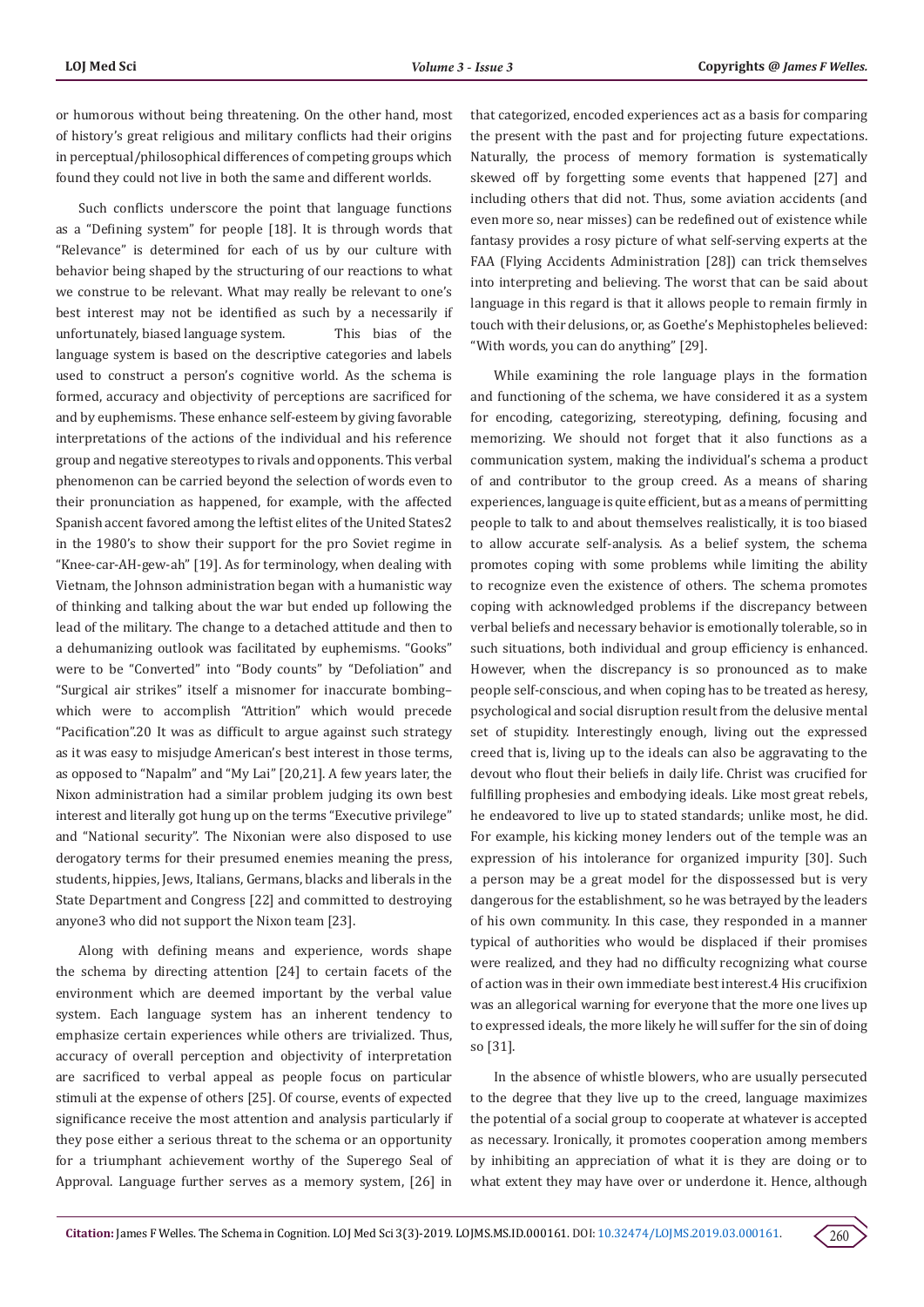or humorous without being threatening. On the other hand, most of history's great religious and military conflicts had their origins in perceptual/philosophical differences of competing groups which found they could not live in both the same and different worlds.

Such conflicts underscore the point that language functions as a "Defining system" for people [18]. It is through words that "Relevance" is determined for each of us by our culture with behavior being shaped by the structuring of our reactions to what we construe to be relevant. What may really be relevant to one's best interest may not be identified as such by a necessarily if unfortunately, biased language system. This bias of the language system is based on the descriptive categories and labels used to construct a person's cognitive world. As the schema is formed, accuracy and objectivity of perceptions are sacrificed for and by euphemisms. These enhance self-esteem by giving favorable interpretations of the actions of the individual and his reference group and negative stereotypes to rivals and opponents. This verbal phenomenon can be carried beyond the selection of words even to their pronunciation as happened, for example, with the affected Spanish accent favored among the leftist elites of the United States2 in the 1980's to show their support for the pro Soviet regime in "Knee-car-AH-gew-ah" [19]. As for terminology, when dealing with Vietnam, the Johnson administration began with a humanistic way of thinking and talking about the war but ended up following the lead of the military. The change to a detached attitude and then to a dehumanizing outlook was facilitated by euphemisms. "Gooks" were to be "Converted" into "Body counts" by "Defoliation" and "Surgical air strikes" itself a misnomer for inaccurate bombing– which were to accomplish "Attrition" which would precede "Pacification".20 It was as difficult to argue against such strategy as it was easy to misjudge American's best interest in those terms, as opposed to "Napalm" and "My Lai" [20,21]. A few years later, the Nixon administration had a similar problem judging its own best interest and literally got hung up on the terms "Executive privilege" and "National security". The Nixonian were also disposed to use derogatory terms for their presumed enemies meaning the press, students, hippies, Jews, Italians, Germans, blacks and liberals in the State Department and Congress [22] and committed to destroying anyone3 who did not support the Nixon team [23].

Along with defining means and experience, words shape the schema by directing attention [24] to certain facets of the environment which are deemed important by the verbal value system. Each language system has an inherent tendency to emphasize certain experiences while others are trivialized. Thus, accuracy of overall perception and objectivity of interpretation are sacrificed to verbal appeal as people focus on particular stimuli at the expense of others [25]. Of course, events of expected significance receive the most attention and analysis particularly if they pose either a serious threat to the schema or an opportunity for a triumphant achievement worthy of the Superego Seal of Approval. Language further serves as a memory system, [26] in that categorized, encoded experiences act as a basis for comparing the present with the past and for projecting future expectations. Naturally, the process of memory formation is systematically skewed off by forgetting some events that happened [27] and including others that did not. Thus, some aviation accidents (and even more so, near misses) can be redefined out of existence while fantasy provides a rosy picture of what self-serving experts at the FAA (Flying Accidents Administration [28]) can trick themselves into interpreting and believing. The worst that can be said about language in this regard is that it allows people to remain firmly in touch with their delusions, or, as Goethe's Mephistopheles believed: "With words, you can do anything" [29].

While examining the role language plays in the formation and functioning of the schema, we have considered it as a system for encoding, categorizing, stereotyping, defining, focusing and memorizing. We should not forget that it also functions as a communication system, making the individual's schema a product of and contributor to the group creed. As a means of sharing experiences, language is quite efficient, but as a means of permitting people to talk to and about themselves realistically, it is too biased to allow accurate self-analysis. As a belief system, the schema promotes coping with some problems while limiting the ability to recognize even the existence of others. The schema promotes coping with acknowledged problems if the discrepancy between verbal beliefs and necessary behavior is emotionally tolerable, so in such situations, both individual and group efficiency is enhanced. However, when the discrepancy is so pronounced as to make people self-conscious, and when coping has to be treated as heresy, psychological and social disruption result from the delusive mental set of stupidity. Interestingly enough, living out the expressed creed that is, living up to the ideals can also be aggravating to the devout who flout their beliefs in daily life. Christ was crucified for fulfilling prophesies and embodying ideals. Like most great rebels, he endeavored to live up to stated standards; unlike most, he did. For example, his kicking money lenders out of the temple was an expression of his intolerance for organized impurity [30]. Such a person may be a great model for the dispossessed but is very dangerous for the establishment, so he was betrayed by the leaders of his own community. In this case, they responded in a manner typical of authorities who would be displaced if their promises were realized, and they had no difficulty recognizing what course of action was in their own immediate best interest.4 His crucifixion was an allegorical warning for everyone that the more one lives up to expressed ideals, the more likely he will suffer for the sin of doing so [31].

In the absence of whistle blowers, who are usually persecuted to the degree that they live up to the creed, language maximizes the potential of a social group to cooperate at whatever is accepted as necessary. Ironically, it promotes cooperation among members by inhibiting an appreciation of what it is they are doing or to what extent they may have over or underdone it. Hence, although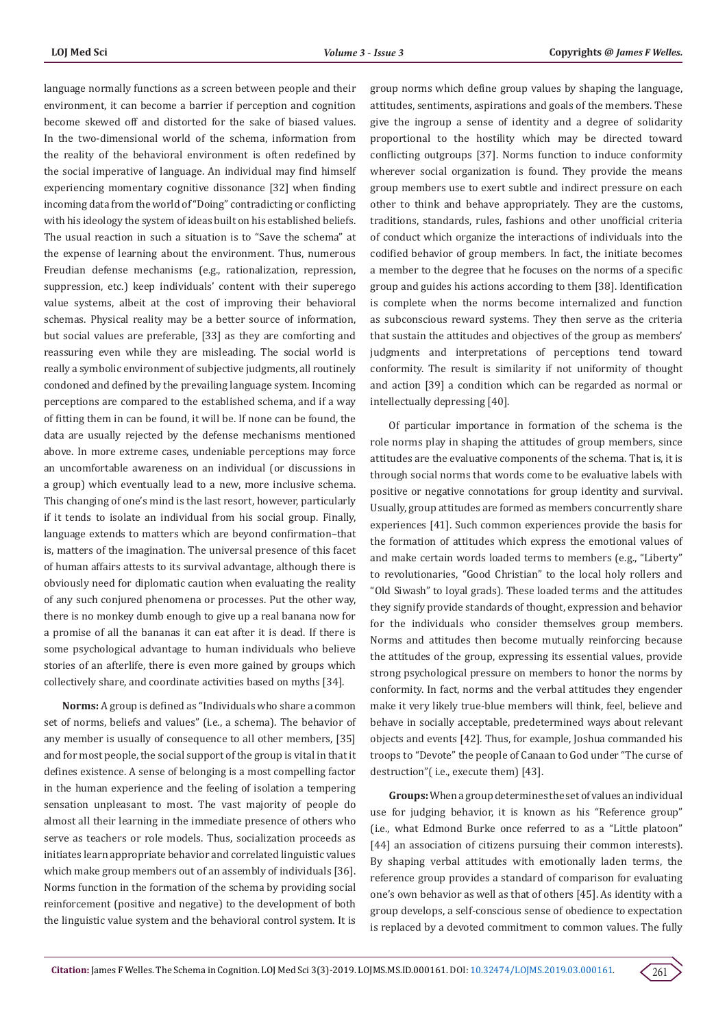language normally functions as a screen between people and their environment, it can become a barrier if perception and cognition become skewed off and distorted for the sake of biased values. In the two-dimensional world of the schema, information from the reality of the behavioral environment is often redefined by the social imperative of language. An individual may find himself experiencing momentary cognitive dissonance [32] when finding incoming data from the world of "Doing" contradicting or conflicting with his ideology the system of ideas built on his established beliefs. The usual reaction in such a situation is to "Save the schema" at the expense of learning about the environment. Thus, numerous Freudian defense mechanisms (e.g., rationalization, repression, suppression, etc.) keep individuals' content with their superego value systems, albeit at the cost of improving their behavioral schemas. Physical reality may be a better source of information, but social values are preferable, [33] as they are comforting and reassuring even while they are misleading. The social world is really a symbolic environment of subjective judgments, all routinely condoned and defined by the prevailing language system. Incoming perceptions are compared to the established schema, and if a way of fitting them in can be found, it will be. If none can be found, the data are usually rejected by the defense mechanisms mentioned above. In more extreme cases, undeniable perceptions may force an uncomfortable awareness on an individual (or discussions in a group) which eventually lead to a new, more inclusive schema. This changing of one's mind is the last resort, however, particularly if it tends to isolate an individual from his social group. Finally, language extends to matters which are beyond confirmation–that is, matters of the imagination. The universal presence of this facet of human affairs attests to its survival advantage, although there is obviously need for diplomatic caution when evaluating the reality of any such conjured phenomena or processes. Put the other way, there is no monkey dumb enough to give up a real banana now for a promise of all the bananas it can eat after it is dead. If there is some psychological advantage to human individuals who believe stories of an afterlife, there is even more gained by groups which collectively share, and coordinate activities based on myths [34].

**Norms:** A group is defined as "Individuals who share a common set of norms, beliefs and values" (i.e., a schema). The behavior of any member is usually of consequence to all other members, [35] and for most people, the social support of the group is vital in that it defines existence. A sense of belonging is a most compelling factor in the human experience and the feeling of isolation a tempering sensation unpleasant to most. The vast majority of people do almost all their learning in the immediate presence of others who serve as teachers or role models. Thus, socialization proceeds as initiates learn appropriate behavior and correlated linguistic values which make group members out of an assembly of individuals [36]. Norms function in the formation of the schema by providing social reinforcement (positive and negative) to the development of both the linguistic value system and the behavioral control system. It is group norms which define group values by shaping the language, attitudes, sentiments, aspirations and goals of the members. These give the ingroup a sense of identity and a degree of solidarity proportional to the hostility which may be directed toward conflicting outgroups [37]. Norms function to induce conformity wherever social organization is found. They provide the means group members use to exert subtle and indirect pressure on each other to think and behave appropriately. They are the customs, traditions, standards, rules, fashions and other unofficial criteria of conduct which organize the interactions of individuals into the codified behavior of group members. In fact, the initiate becomes a member to the degree that he focuses on the norms of a specific group and guides his actions according to them [38]. Identification is complete when the norms become internalized and function as subconscious reward systems. They then serve as the criteria that sustain the attitudes and objectives of the group as members' judgments and interpretations of perceptions tend toward conformity. The result is similarity if not uniformity of thought and action [39] a condition which can be regarded as normal or intellectually depressing [40].

Of particular importance in formation of the schema is the role norms play in shaping the attitudes of group members, since attitudes are the evaluative components of the schema. That is, it is through social norms that words come to be evaluative labels with positive or negative connotations for group identity and survival. Usually, group attitudes are formed as members concurrently share experiences [41]. Such common experiences provide the basis for the formation of attitudes which express the emotional values of and make certain words loaded terms to members (e.g., "Liberty" to revolutionaries, "Good Christian" to the local holy rollers and "Old Siwash" to loyal grads). These loaded terms and the attitudes they signify provide standards of thought, expression and behavior for the individuals who consider themselves group members. Norms and attitudes then become mutually reinforcing because the attitudes of the group, expressing its essential values, provide strong psychological pressure on members to honor the norms by conformity. In fact, norms and the verbal attitudes they engender make it very likely true-blue members will think, feel, believe and behave in socially acceptable, predetermined ways about relevant objects and events [42]. Thus, for example, Joshua commanded his troops to "Devote" the people of Canaan to God under "The curse of destruction"( i.e., execute them) [43].

**Groups:** When a group determines the set of values an individual use for judging behavior, it is known as his "Reference group" (i.e., what Edmond Burke once referred to as a "Little platoon" [44] an association of citizens pursuing their common interests). By shaping verbal attitudes with emotionally laden terms, the reference group provides a standard of comparison for evaluating one's own behavior as well as that of others [45]. As identity with a group develops, a self-conscious sense of obedience to expectation is replaced by a devoted commitment to common values. The fully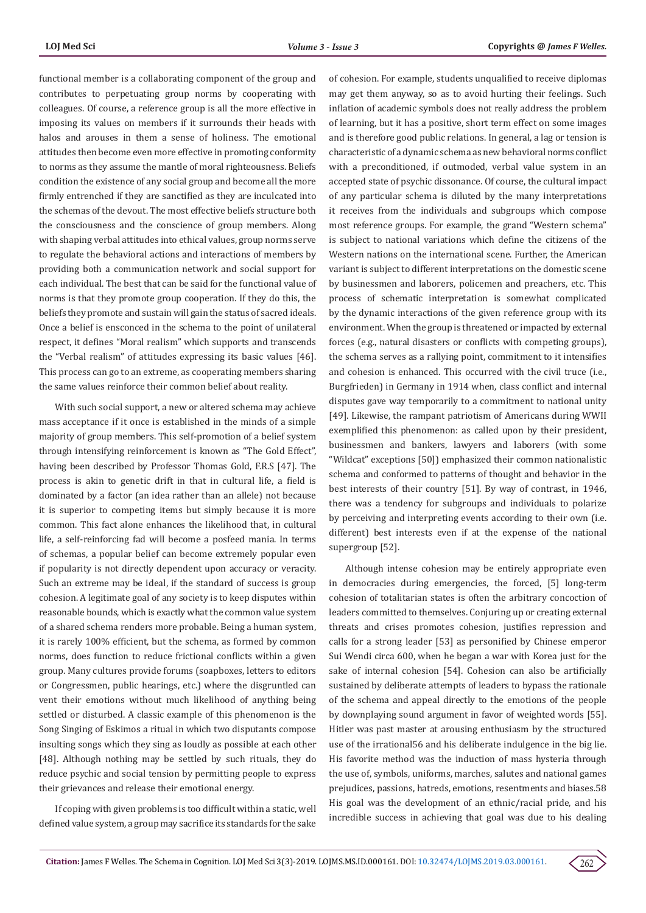functional member is a collaborating component of the group and contributes to perpetuating group norms by cooperating with colleagues. Of course, a reference group is all the more effective in imposing its values on members if it surrounds their heads with halos and arouses in them a sense of holiness. The emotional attitudes then become even more effective in promoting conformity to norms as they assume the mantle of moral righteousness. Beliefs condition the existence of any social group and become all the more firmly entrenched if they are sanctified as they are inculcated into the schemas of the devout. The most effective beliefs structure both the consciousness and the conscience of group members. Along with shaping verbal attitudes into ethical values, group norms serve to regulate the behavioral actions and interactions of members by providing both a communication network and social support for each individual. The best that can be said for the functional value of norms is that they promote group cooperation. If they do this, the beliefs they promote and sustain will gain the status of sacred ideals. Once a belief is ensconced in the schema to the point of unilateral respect, it defines "Moral realism" which supports and transcends the "Verbal realism" of attitudes expressing its basic values [46]. This process can go to an extreme, as cooperating members sharing the same values reinforce their common belief about reality.

With such social support, a new or altered schema may achieve mass acceptance if it once is established in the minds of a simple majority of group members. This self-promotion of a belief system through intensifying reinforcement is known as "The Gold Effect", having been described by Professor Thomas Gold, F.R.S [47]. The process is akin to genetic drift in that in cultural life, a field is dominated by a factor (an idea rather than an allele) not because it is superior to competing items but simply because it is more common. This fact alone enhances the likelihood that, in cultural life, a self-reinforcing fad will become a posfeed mania. In terms of schemas, a popular belief can become extremely popular even if popularity is not directly dependent upon accuracy or veracity. Such an extreme may be ideal, if the standard of success is group cohesion. A legitimate goal of any society is to keep disputes within reasonable bounds, which is exactly what the common value system of a shared schema renders more probable. Being a human system, it is rarely 100% efficient, but the schema, as formed by common norms, does function to reduce frictional conflicts within a given group. Many cultures provide forums (soapboxes, letters to editors or Congressmen, public hearings, etc.) where the disgruntled can vent their emotions without much likelihood of anything being settled or disturbed. A classic example of this phenomenon is the Song Singing of Eskimos a ritual in which two disputants compose insulting songs which they sing as loudly as possible at each other [48]. Although nothing may be settled by such rituals, they do reduce psychic and social tension by permitting people to express their grievances and release their emotional energy.

If coping with given problems is too difficult within a static, well defined value system, a group may sacrifice its standards for the sake of cohesion. For example, students unqualified to receive diplomas may get them anyway, so as to avoid hurting their feelings. Such inflation of academic symbols does not really address the problem of learning, but it has a positive, short term effect on some images and is therefore good public relations. In general, a lag or tension is characteristic of a dynamic schema as new behavioral norms conflict with a preconditioned, if outmoded, verbal value system in an accepted state of psychic dissonance. Of course, the cultural impact of any particular schema is diluted by the many interpretations it receives from the individuals and subgroups which compose most reference groups. For example, the grand "Western schema" is subject to national variations which define the citizens of the Western nations on the international scene. Further, the American variant is subject to different interpretations on the domestic scene by businessmen and laborers, policemen and preachers, etc. This process of schematic interpretation is somewhat complicated by the dynamic interactions of the given reference group with its environment. When the group is threatened or impacted by external forces (e.g., natural disasters or conflicts with competing groups), the schema serves as a rallying point, commitment to it intensifies and cohesion is enhanced. This occurred with the civil truce (i.e., Burgfrieden) in Germany in 1914 when, class conflict and internal disputes gave way temporarily to a commitment to national unity [49]. Likewise, the rampant patriotism of Americans during WWII exemplified this phenomenon: as called upon by their president, businessmen and bankers, lawyers and laborers (with some "Wildcat" exceptions [50]) emphasized their common nationalistic schema and conformed to patterns of thought and behavior in the best interests of their country [51]. By way of contrast, in 1946, there was a tendency for subgroups and individuals to polarize by perceiving and interpreting events according to their own (i.e. different) best interests even if at the expense of the national supergroup [52].

Although intense cohesion may be entirely appropriate even in democracies during emergencies, the forced, [5] long-term cohesion of totalitarian states is often the arbitrary concoction of leaders committed to themselves. Conjuring up or creating external threats and crises promotes cohesion, justifies repression and calls for a strong leader [53] as personified by Chinese emperor Sui Wendi circa 600, when he began a war with Korea just for the sake of internal cohesion [54]. Cohesion can also be artificially sustained by deliberate attempts of leaders to bypass the rationale of the schema and appeal directly to the emotions of the people by downplaying sound argument in favor of weighted words [55]. Hitler was past master at arousing enthusiasm by the structured use of the irrational56 and his deliberate indulgence in the big lie. His favorite method was the induction of mass hysteria through the use of, symbols, uniforms, marches, salutes and national games prejudices, passions, hatreds, emotions, resentments and biases.58 His goal was the development of an ethnic/racial pride, and his incredible success in achieving that goal was due to his dealing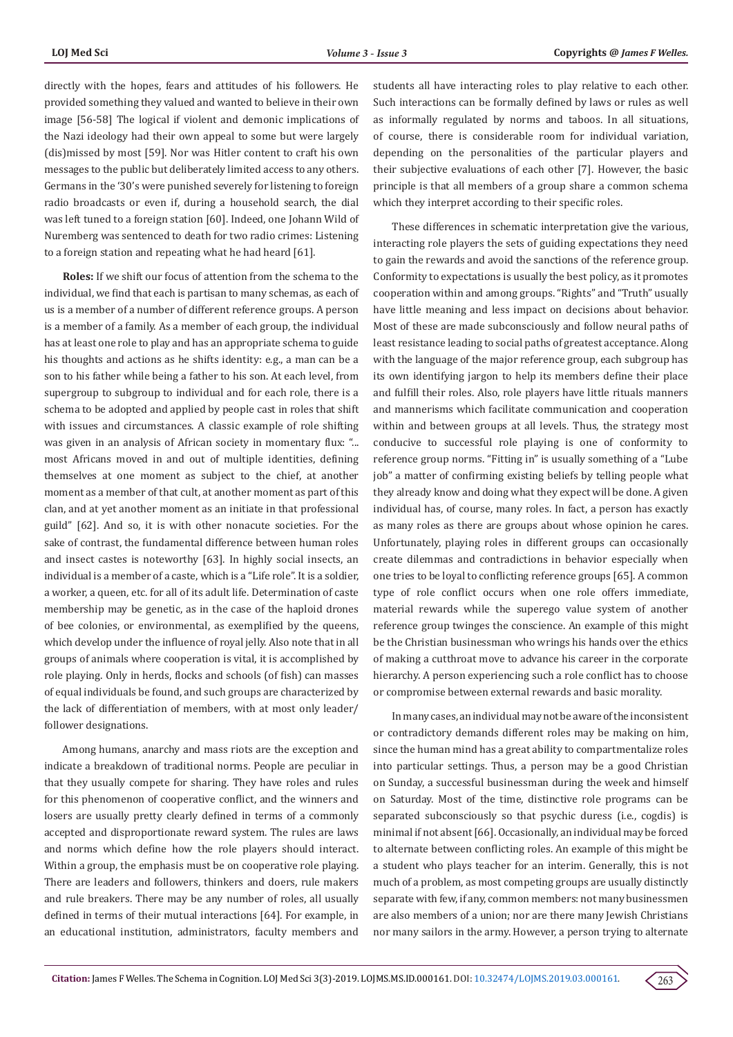directly with the hopes, fears and attitudes of his followers. He provided something they valued and wanted to believe in their own image [56-58] The logical if violent and demonic implications of the Nazi ideology had their own appeal to some but were largely (dis)missed by most [59]. Nor was Hitler content to craft his own messages to the public but deliberately limited access to any others. Germans in the '30's were punished severely for listening to foreign radio broadcasts or even if, during a household search, the dial was left tuned to a foreign station [60]. Indeed, one Johann Wild of Nuremberg was sentenced to death for two radio crimes: Listening to a foreign station and repeating what he had heard [61].

**Roles:** If we shift our focus of attention from the schema to the individual, we find that each is partisan to many schemas, as each of us is a member of a number of different reference groups. A person is a member of a family. As a member of each group, the individual has at least one role to play and has an appropriate schema to guide his thoughts and actions as he shifts identity: e.g., a man can be a son to his father while being a father to his son. At each level, from supergroup to subgroup to individual and for each role, there is a schema to be adopted and applied by people cast in roles that shift with issues and circumstances. A classic example of role shifting was given in an analysis of African society in momentary flux: "... most Africans moved in and out of multiple identities, defining themselves at one moment as subject to the chief, at another moment as a member of that cult, at another moment as part of this clan, and at yet another moment as an initiate in that professional guild" [62]. And so, it is with other nonacute societies. For the sake of contrast, the fundamental difference between human roles and insect castes is noteworthy [63]. In highly social insects, an individual is a member of a caste, which is a "Life role". It is a soldier, a worker, a queen, etc. for all of its adult life. Determination of caste membership may be genetic, as in the case of the haploid drones of bee colonies, or environmental, as exemplified by the queens, which develop under the influence of royal jelly. Also note that in all groups of animals where cooperation is vital, it is accomplished by role playing. Only in herds, flocks and schools (of fish) can masses of equal individuals be found, and such groups are characterized by the lack of differentiation of members, with at most only leader/follower designations.

Among humans, anarchy and mass riots are the exception and indicate a breakdown of traditional norms. People are peculiar in that they usually compete for sharing. They have roles and rules for this phenomenon of cooperative conflict, and the winners and losers are usually pretty clearly defined in terms of a commonly accepted and disproportionate reward system. The rules are laws and norms which define how the role players should interact. Within a group, the emphasis must be on cooperative role playing. There are leaders and followers, thinkers and doers, rule makers and rule breakers. There may be any number of roles, all usually defined in terms of their mutual interactions [64]. For example, in an educational institution, administrators, faculty members and students all have interacting roles to play relative to each other. Such interactions can be formally defined by laws or rules as well as informally regulated by norms and taboos. In all situations, of course, there is considerable room for individual variation, depending on the personalities of the particular players and their subjective evaluations of each other [7]. However, the basic principle is that all members of a group share a common schema which they interpret according to their specific roles.

These differences in schematic interpretation give the various, interacting role players the sets of guiding expectations they need to gain the rewards and avoid the sanctions of the reference group. Conformity to expectations is usually the best policy, as it promotes cooperation within and among groups. "Rights" and "Truth" usually have little meaning and less impact on decisions about behavior. Most of these are made subconsciously and follow neural paths of least resistance leading to social paths of greatest acceptance. Along with the language of the major reference group, each subgroup has its own identifying jargon to help its members define their place and fulfill their roles. Also, role players have little rituals manners and mannerisms which facilitate communication and cooperation within and between groups at all levels. Thus, the strategy most conducive to successful role playing is one of conformity to reference group norms. "Fitting in" is usually something of a "Lube job" a matter of confirming existing beliefs by telling people what they already know and doing what they expect will be done. A given individual has, of course, many roles. In fact, a person has exactly as many roles as there are groups about whose opinion he cares. Unfortunately, playing roles in different groups can occasionally create dilemmas and contradictions in behavior especially when one tries to be loyal to conflicting reference groups [65]. A common type of role conflict occurs when one role offers immediate, material rewards while the superego value system of another reference group twinges the conscience. An example of this might be the Christian businessman who wrings his hands over the ethics of making a cutthroat move to advance his career in the corporate hierarchy. A person experiencing such a role conflict has to choose or compromise between external rewards and basic morality.

In many cases, an individual may not be aware of the inconsistent or contradictory demands different roles may be making on him, since the human mind has a great ability to compartmentalize roles into particular settings. Thus, a person may be a good Christian on Sunday, a successful businessman during the week and himself on Saturday. Most of the time, distinctive role programs can be separated subconsciously so that psychic duress (i.e., cogdis) is minimal if not absent [66]. Occasionally, an individual may be forced to alternate between conflicting roles. An example of this might be a student who plays teacher for an interim. Generally, this is not much of a problem, as most competing groups are usually distinctly separate with few, if any, common members: not many businessmen are also members of a union; nor are there many Jewish Christians nor many sailors in the army. However, a person trying to alternate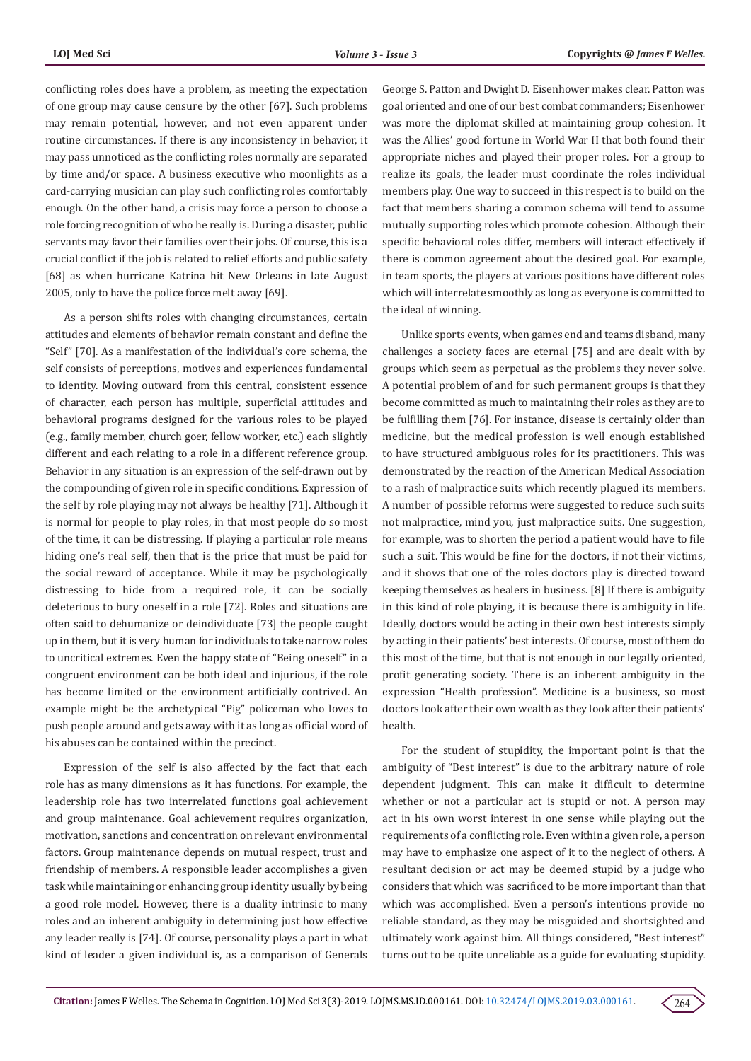conflicting roles does have a problem, as meeting the expectation of one group may cause censure by the other [67]. Such problems may remain potential, however, and not even apparent under routine circumstances. If there is any inconsistency in behavior, it may pass unnoticed as the conflicting roles normally are separated by time and/or space. A business executive who moonlights as a card-carrying musician can play such conflicting roles comfortably enough. On the other hand, a crisis may force a person to choose a role forcing recognition of who he really is. During a disaster, public servants may favor their families over their jobs. Of course, this is a crucial conflict if the job is related to relief efforts and public safety [68] as when hurricane Katrina hit New Orleans in late August 2005, only to have the police force melt away [69].

As a person shifts roles with changing circumstances, certain attitudes and elements of behavior remain constant and define the "Self" [70]. As a manifestation of the individual's core schema, the self consists of perceptions, motives and experiences fundamental to identity. Moving outward from this central, consistent essence of character, each person has multiple, superficial attitudes and behavioral programs designed for the various roles to be played (e.g., family member, church goer, fellow worker, etc.) each slightly different and each relating to a role in a different reference group. Behavior in any situation is an expression of the self-drawn out by the compounding of given role in specific conditions. Expression of the self by role playing may not always be healthy [71]. Although it is normal for people to play roles, in that most people do so most of the time, it can be distressing. If playing a particular role means hiding one's real self, then that is the price that must be paid for the social reward of acceptance. While it may be psychologically distressing to hide from a required role, it can be socially deleterious to bury oneself in a role [72]. Roles and situations are often said to dehumanize or deindividuate [73] the people caught up in them, but it is very human for individuals to take narrow roles to uncritical extremes. Even the happy state of "Being oneself" in a congruent environment can be both ideal and injurious, if the role has become limited or the environment artificially contrived. An example might be the archetypical "Pig" policeman who loves to push people around and gets away with it as long as official word of his abuses can be contained within the precinct.

Expression of the self is also affected by the fact that each role has as many dimensions as it has functions. For example, the leadership role has two interrelated functions goal achievement and group maintenance. Goal achievement requires organization, motivation, sanctions and concentration on relevant environmental factors. Group maintenance depends on mutual respect, trust and friendship of members. A responsible leader accomplishes a given task while maintaining or enhancing group identity usually by being a good role model. However, there is a duality intrinsic to many roles and an inherent ambiguity in determining just how effective any leader really is [74]. Of course, personality plays a part in what kind of leader a given individual is, as a comparison of Generals George S. Patton and Dwight D. Eisenhower makes clear. Patton was goal oriented and one of our best combat commanders; Eisenhower was more the diplomat skilled at maintaining group cohesion. It was the Allies' good fortune in World War II that both found their appropriate niches and played their proper roles. For a group to realize its goals, the leader must coordinate the roles individual members play. One way to succeed in this respect is to build on the fact that members sharing a common schema will tend to assume mutually supporting roles which promote cohesion. Although their specific behavioral roles differ, members will interact effectively if there is common agreement about the desired goal. For example, in team sports, the players at various positions have different roles which will interrelate smoothly as long as everyone is committed to the ideal of winning.

Unlike sports events, when games end and teams disband, many challenges a society faces are eternal [75] and are dealt with by groups which seem as perpetual as the problems they never solve. A potential problem of and for such permanent groups is that they become committed as much to maintaining their roles as they are to be fulfilling them [76]. For instance, disease is certainly older than medicine, but the medical profession is well enough established to have structured ambiguous roles for its practitioners. This was demonstrated by the reaction of the American Medical Association to a rash of malpractice suits which recently plagued its members. A number of possible reforms were suggested to reduce such suits not malpractice, mind you, just malpractice suits. One suggestion, for example, was to shorten the period a patient would have to file such a suit. This would be fine for the doctors, if not their victims, and it shows that one of the roles doctors play is directed toward keeping themselves as healers in business. [8] If there is ambiguity in this kind of role playing, it is because there is ambiguity in life. Ideally, doctors would be acting in their own best interests simply by acting in their patients' best interests. Of course, most of them do this most of the time, but that is not enough in our legally oriented, profit generating society. There is an inherent ambiguity in the expression "Health profession". Medicine is a business, so most doctors look after their own wealth as they look after their patients' health.

For the student of stupidity, the important point is that the ambiguity of "Best interest" is due to the arbitrary nature of role dependent judgment. This can make it difficult to determine whether or not a particular act is stupid or not. A person may act in his own worst interest in one sense while playing out the requirements of a conflicting role. Even within a given role, a person may have to emphasize one aspect of it to the neglect of others. A resultant decision or act may be deemed stupid by a judge who considers that which was sacrificed to be more important than that which was accomplished. Even a person's intentions provide no reliable standard, as they may be misguided and shortsighted and ultimately work against him. All things considered, "Best interest" turns out to be quite unreliable as a guide for evaluating stupidity.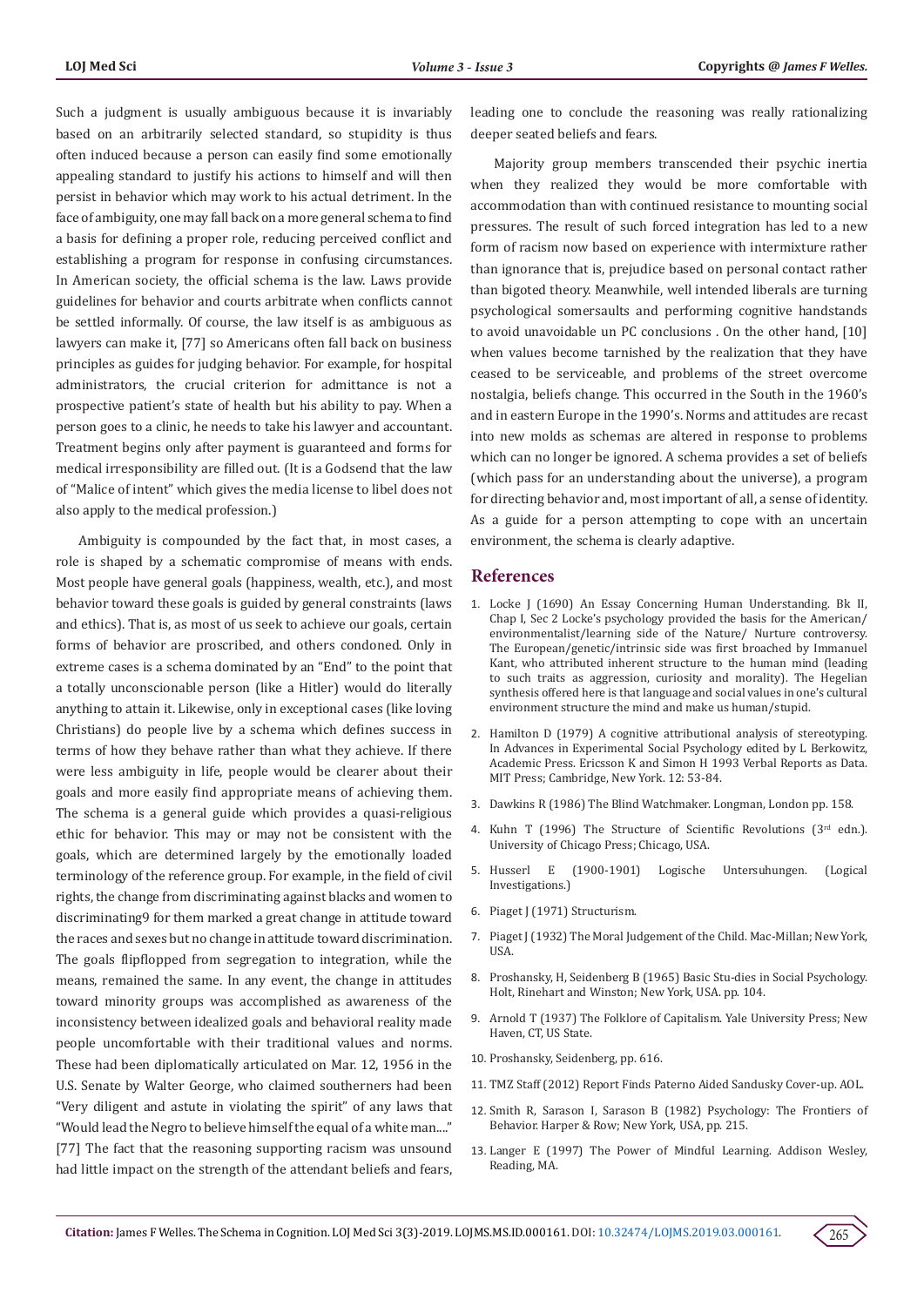Such a judgment is usually ambiguous because it is invariably based on an arbitrarily selected standard, so stupidity is thus often induced because a person can easily find some emotionally appealing standard to justify his actions to himself and will then persist in behavior which may work to his actual detriment. In the face of ambiguity, one may fall back on a more general schema to find a basis for defining a proper role, reducing perceived conflict and establishing a program for response in confusing circumstances. In American society, the official schema is the law. Laws provide guidelines for behavior and courts arbitrate when conflicts cannot be settled informally. Of course, the law itself is as ambiguous as lawyers can make it, [77] so Americans often fall back on business principles as guides for judging behavior. For example, for hospital administrators, the crucial criterion for admittance is not a prospective patient's state of health but his ability to pay. When a person goes to a clinic, he needs to take his lawyer and accountant. Treatment begins only after payment is guaranteed and forms for medical irresponsibility are filled out. (It is a Godsend that the law of "Malice of intent" which gives the media license to libel does not also apply to the medical profession.)

Ambiguity is compounded by the fact that, in most cases, a role is shaped by a schematic compromise of means with ends. Most people have general goals (happiness, wealth, etc.), and most behavior toward these goals is guided by general constraints (laws and ethics). That is, as most of us seek to achieve our goals, certain forms of behavior are proscribed, and others condoned. Only in extreme cases is a schema dominated by an "End" to the point that a totally unconscionable person (like a Hitler) would do literally anything to attain it. Likewise, only in exceptional cases (like loving Christians) do people live by a schema which defines success in terms of how they behave rather than what they achieve. If there were less ambiguity in life, people would be clearer about their goals and more easily find appropriate means of achieving them. The schema is a general guide which provides a quasi-religious ethic for behavior. This may or may not be consistent with the goals, which are determined largely by the emotionally loaded terminology of the reference group. For example, in the field of civil rights, the change from discriminating against blacks and women to discriminating9 for them marked a great change in attitude toward the races and sexes but no change in attitude toward discrimination. The goals flipflopped from segregation to integration, while the means, remained the same. In any event, the change in attitudes toward minority groups was accomplished as awareness of the inconsistency between idealized goals and behavioral reality made people uncomfortable with their traditional values and norms. These had been diplomatically articulated on Mar. 12, 1956 in the U.S. Senate by Walter George, who claimed southerners had been "Very diligent and astute in violating the spirit" of any laws that "Would lead the Negro to believe himself the equal of a white man...." [77] The fact that the reasoning supporting racism was unsound had little impact on the strength of the attendant beliefs and fears, leading one to conclude the reasoning was really rationalizing deeper seated beliefs and fears.

Majority group members transcended their psychic inertia when they realized they would be more comfortable with accommodation than with continued resistance to mounting social pressures. The result of such forced integration has led to a new form of racism now based on experience with intermixture rather than ignorance that is, prejudice based on personal contact rather than bigoted theory. Meanwhile, well intended liberals are turning psychological somersaults and performing cognitive handstands to avoid unavoidable un PC conclusions . On the other hand, [10] when values become tarnished by the realization that they have ceased to be serviceable, and problems of the street overcome nostalgia, beliefs change. This occurred in the South in the 1960's and in eastern Europe in the 1990's. Norms and attitudes are recast into new molds as schemas are altered in response to problems which can no longer be ignored. A schema provides a set of beliefs (which pass for an understanding about the universe), a program for directing behavior and, most important of all, a sense of identity. As a guide for a person attempting to cope with an uncertain environment, the schema is clearly adaptive.

## References

1. Locke J (1690) An Essay Concerning Human Understanding. Bk II, Chap I, Sec 2 Locke's psychology provided the basis for the American/ environmentalist/learning side of the Nature/ Nurture controversy. The European/genetic/intrinsic side was first broached by Immanuel Kant, who attributed inherent structure to the human mind (leading to such traits as aggression, curiosity and morality). The Hegelian synthesis offered here is that language and social values in one's cultural environment structure the mind and make us human/stupid.
2. Hamilton D (1979) A cognitive attributional analysis of stereotyping. In Advances in Experimental Social Psychology edited by L. Berkowitz, Academic Press. Ericsson K and Simon H 1993 Verbal Reports as Data. MIT Press; Cambridge, New York. 12: 53-84.
3. Dawkins R (1986) The Blind Watchmaker. Longman, London pp. 158.
4. Kuhn T (1996) The Structure of Scientific Revolutions (3rd edn.). University of Chicago Press; Chicago, USA.
5. Husserl E (1900-1901) Logische Untersuhungen. (Logical Investigations.)
6. Piaget J (1971) Structurism.
7. Piaget J (1932) The Moral Judgement of the Child. Mac-Millan; New York, USA.
8. Proshansky, H, Seidenberg B (1965) Basic Stu-dies in Social Psychology. Holt, Rinehart and Winston; New York, USA. pp. 104.
9. Arnold T (1937) The Folklore of Capitalism. Yale University Press; New Haven, CT, US State.
10. Proshansky, Seidenberg, pp. 616.
11. TMZ Staff (2012) Report Finds Paterno Aided Sandusky Cover-up. AOL.
12. Smith R, Sarason I, Sarason B (1982) Psychology: The Frontiers of Behavior. Harper & Row; New York, USA, pp. 215.
13. Langer E (1997) The Power of Mindful Learning. Addison Wesley, Reading, MA.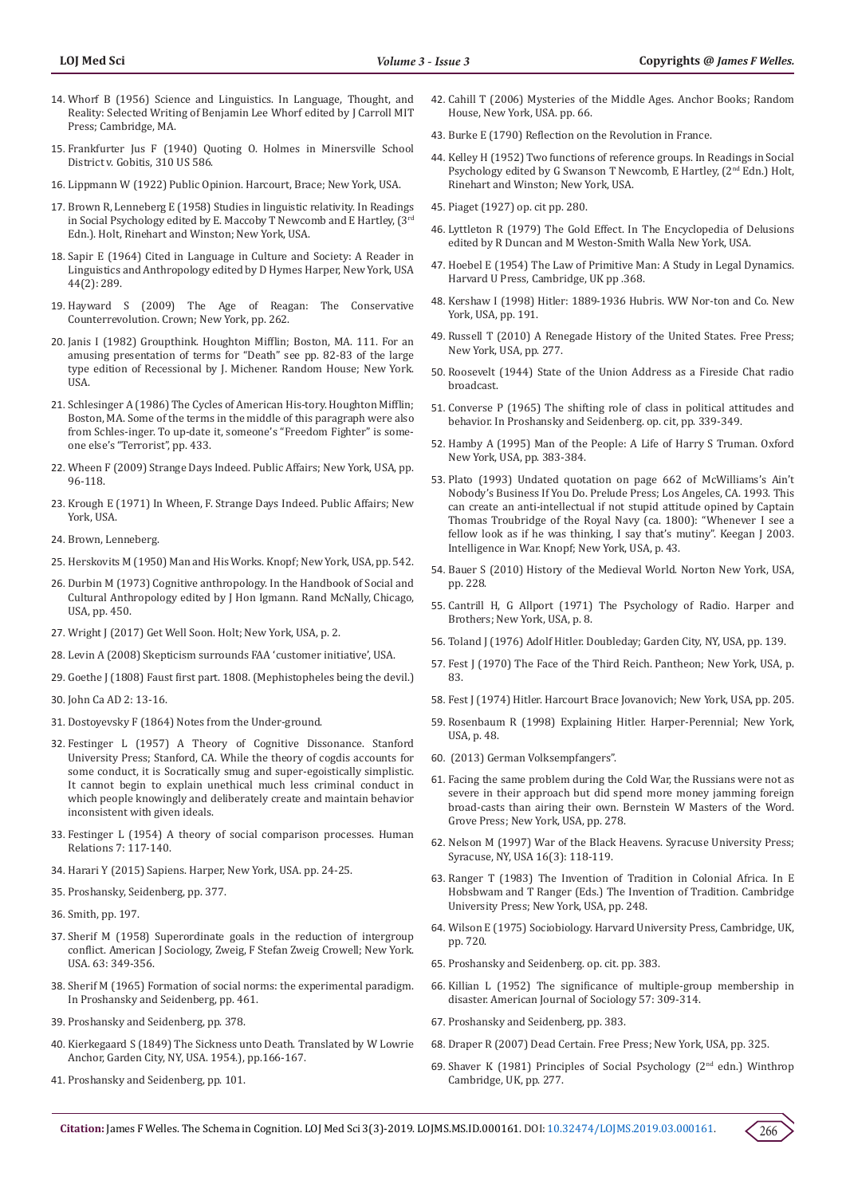14. Whorf B (1956) Science and Linguistics. In Language, Thought, and Reality: Selected Writing of Benjamin Lee Whorf edited by J Carroll MIT Press; Cambridge, MA.
15. Frankfurter Jus F (1940) Quoting O. Holmes in Minersville School District v. Gobitis, 310 US 586.
16. Lippmann W (1922) Public Opinion. Harcourt, Brace; New York, USA.
17. Brown R, Lenneberg E (1958) Studies in linguistic relativity. In Readings in Social Psychology edited by E. Maccoby T Newcomb and E Hartley, (3rd Edn.). Holt, Rinehart and Winston; New York, USA.
18. Sapir E (1964) Cited in Language in Culture and Society: A Reader in Linguistics and Anthropology edited by D Hymes Harper, New York, USA 44(2): 289.
19. Hayward S (2009) The Age of Reagan: The Conservative Counterrevolution. Crown; New York, pp. 262.
20. Janis I (1982) Groupthink. Houghton Mifflin; Boston, MA. 111. For an amusing presentation of terms for "Death" see pp. 82-83 of the large type edition of Recessional by J. Michener. Random House; New York. USA.
21. Schlesinger A (1986) The Cycles of American His-tory. Houghton Mifflin; Boston, MA. Some of the terms in the middle of this paragraph were also from Schles-inger. To up-date it, someone's "Freedom Fighter" is some-one else's "Terrorist", pp. 433.
22. Wheen F (2009) Strange Days Indeed. Public Affairs; New York, USA, pp. 96-118.
23. Krough E (1971) In Wheen, F. Strange Days Indeed. Public Affairs; New York, USA.
24. Brown, Lenneberg.
25. Herskovits M (1950) Man and His Works. Knopf; New York, USA, pp. 542.
26. Durbin M (1973) Cognitive anthropology. In the Handbook of Social and Cultural Anthropology edited by J Hon Igmann. Rand McNally, Chicago, USA, pp. 450.
27. Wright J (2017) Get Well Soon. Holt; New York, USA, p. 2.
28. Levin A (2008) Skepticism surrounds FAA 'customer initiative', USA.
29. Goethe J (1808) Faust first part. 1808. (Mephistopheles being the devil.)
30. John Ca AD 2: 13-16.
31. Dostoyevsky F (1864) Notes from the Under-ground.
32. Festinger L (1957) A Theory of Cognitive Dissonance. Stanford University Press; Stanford, CA. While the theory of cogdis accounts for some conduct, it is Socratically smug and super-egoistically simplistic. It cannot begin to explain unethical much less criminal conduct in which people knowingly and deliberately create and maintain behavior inconsistent with given ideals.
33. Festinger L (1954) A theory of social comparison processes. Human Relations 7: 117-140.
34. Harari Y (2015) Sapiens. Harper, New York, USA. pp. 24-25.
35. Proshansky, Seidenberg, pp. 377.
36. Smith, pp. 197.
37. Sherif M (1958) Superordinate goals in the reduction of intergroup conflict. American J Sociology, Zweig, F Stefan Zweig Crowell; New York. USA. 63: 349-356.
38. Sherif M (1965) Formation of social norms: the experimental paradigm. In Proshansky and Seidenberg, pp. 461.
39. Proshansky and Seidenberg, pp. 378.
40. Kierkegaard S (1849) The Sickness unto Death. Translated by W Lowrie Anchor, Garden City, NY, USA. 1954.), pp.166-167.
41. Proshansky and Seidenberg, pp. 101.
42. Cahill T (2006) Mysteries of the Middle Ages. Anchor Books; Random House, New York, USA. pp. 66.
43. Burke E (1790) Reflection on the Revolution in France.
44. Kelley H (1952) Two functions of reference groups. In Readings in Social Psychology edited by G Swanson T Newcomb, E Hartley, (2nd Edn.) Holt, Rinehart and Winston; New York, USA.
45. Piaget (1927) op. cit pp. 280.
46. Lyttleton R (1979) The Gold Effect. In The Encyclopedia of Delusions edited by R Duncan and M Weston-Smith Walla New York, USA.
47. Hoebel E (1954) The Law of Primitive Man: A Study in Legal Dynamics. Harvard U Press, Cambridge, UK pp .368.
48. Kershaw I (1998) Hitler: 1889-1936 Hubris. WW Nor-ton and Co. New York, USA, pp. 191.
49. Russell T (2010) A Renegade History of the United States. Free Press; New York, USA, pp. 277.
50. Roosevelt (1944) State of the Union Address as a Fireside Chat radio broadcast.
51. Converse P (1965) The shifting role of class in political attitudes and behavior. In Proshansky and Seidenberg. op. cit, pp. 339-349.
52. Hamby A (1995) Man of the People: A Life of Harry S Truman. Oxford New York, USA, pp. 383-384.
53. Plato (1993) Undated quotation on page 662 of McWilliams's Ain't Nobody's Business If You Do. Prelude Press; Los Angeles, CA. 1993. This can create an anti-intellectual if not stupid attitude opined by Captain Thomas Troubridge of the Royal Navy (ca. 1800): "Whenever I see a fellow look as if he was thinking, I say that's mutiny". Keegan J 2003. Intelligence in War. Knopf; New York, USA, p. 43.
54. Bauer S (2010) History of the Medieval World. Norton New York, USA, pp. 228.
55. Cantrill H, G Allport (1971) The Psychology of Radio. Harper and Brothers; New York, USA, p. 8.
56. Toland J (1976) Adolf Hitler. Doubleday; Garden City, NY, USA, pp. 139.
57. Fest J (1970) The Face of the Third Reich. Pantheon; New York, USA, p. 83.
58. Fest J (1974) Hitler. Harcourt Brace Jovanovich; New York, USA, pp. 205.
59. Rosenbaum R (1998) Explaining Hitler. Harper-Perennial; New York, USA, p. 48.
60. (2013) German Volksempfangers".
61. Facing the same problem during the Cold War, the Russians were not as severe in their approach but did spend more money jamming foreign broad-casts than airing their own. Bernstein W Masters of the Word. Grove Press; New York, USA, pp. 278.
62. Nelson M (1997) War of the Black Heavens. Syracuse University Press; Syracuse, NY, USA 16(3): 118-119.
63. Ranger T (1983) The Invention of Tradition in Colonial Africa. In E Hobsbwam and T Ranger (Eds.) The Invention of Tradition. Cambridge University Press; New York, USA, pp. 248.
64. Wilson E (1975) Sociobiology. Harvard University Press, Cambridge, UK, pp. 720.
65. Proshansky and Seidenberg. op. cit. pp. 383.
66. Killian L (1952) The significance of multiple-group membership in disaster. American Journal of Sociology 57: 309-314.
67. Proshansky and Seidenberg, pp. 383.
68. Draper R (2007) Dead Certain. Free Press; New York, USA, pp. 325.
69. Shaver K (1981) Principles of Social Psychology (2nd edn.) Winthrop Cambridge, UK, pp. 277.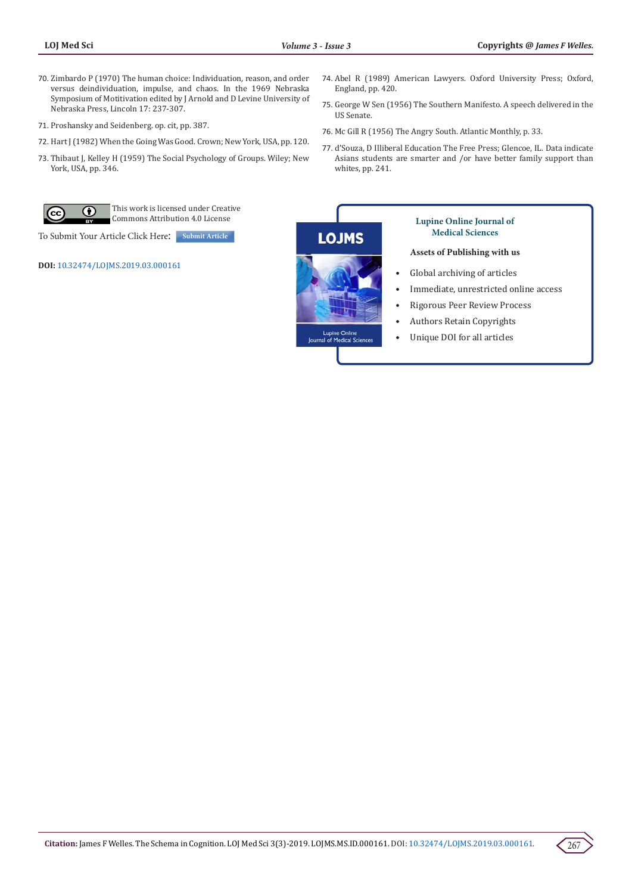70. Zimbardo P (1970) The human choice: Individuation, reason, and order versus deindividuation, impulse, and chaos. In the 1969 Nebraska Symposium of Motitivation edited by J Arnold and D Levine University of Nebraska Press, Lincoln 17: 237-307.
71. Proshansky and Seidenberg. op. cit, pp. 387.
72. Hart J (1982) When the Going Was Good. Crown; New York, USA, pp. 120.
73. Thibaut J, Kelley H (1959) The Social Psychology of Groups. Wiley; New York, USA, pp. 346.
74. Abel R (1989) American Lawyers. Oxford University Press; Oxford, England, pp. 420.
75. George W Sen (1956) The Southern Manifesto. A speech delivered in the US Senate.
76. Mc Gill R (1956) The Angry South. Atlantic Monthly, p. 33.
77. d'Souza, D Illiberal Education The Free Press; Glencoe, IL. Data indicate Asians students are smarter and /or have better family support than whites, pp. 241.

This work is licensed under Creative Commons Attribution 4.0 License

To Submit Your Article Click Here: Submit Article

**DOI:** 10.32474/LOJMS.2019.03.000161

**Lupine Online Journal of Medical Sciences**

**Assets of Publishing with us**

- Global archiving of articles
- Immediate, unrestricted online access
- Rigorous Peer Review Process
- Authors Retain Copyrights
- Unique DOI for all articles